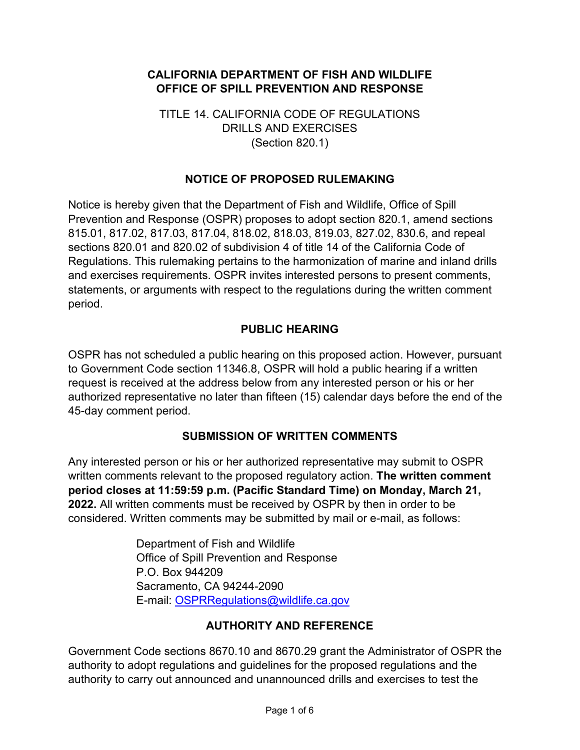**CALIFORNIA DEPARTMENT OF FISH AND WILDLIFE**
**OFFICE OF SPILL PREVENTION AND RESPONSE**

TITLE 14. CALIFORNIA CODE OF REGULATIONS
DRILLS AND EXERCISES
(Section 820.1)

## NOTICE OF PROPOSED RULEMAKING

Notice is hereby given that the Department of Fish and Wildlife, Office of Spill Prevention and Response (OSPR) proposes to adopt section 820.1, amend sections 815.01, 817.02, 817.03, 817.04, 818.02, 818.03, 819.03, 827.02, 830.6, and repeal sections 820.01 and 820.02 of subdivision 4 of title 14 of the California Code of Regulations. This rulemaking pertains to the harmonization of marine and inland drills and exercises requirements. OSPR invites interested persons to present comments, statements, or arguments with respect to the regulations during the written comment period.

## PUBLIC HEARING

OSPR has not scheduled a public hearing on this proposed action. However, pursuant to Government Code section 11346.8, OSPR will hold a public hearing if a written request is received at the address below from any interested person or his or her authorized representative no later than fifteen (15) calendar days before the end of the 45-day comment period.

## SUBMISSION OF WRITTEN COMMENTS

Any interested person or his or her authorized representative may submit to OSPR written comments relevant to the proposed regulatory action. **The written comment period closes at 11:59:59 p.m. (Pacific Standard Time) on Monday, March 21, 2022.** All written comments must be received by OSPR by then in order to be considered. Written comments may be submitted by mail or e-mail, as follows:

> Department of Fish and Wildlife
> Office of Spill Prevention and Response
> P.O. Box 944209
> Sacramento, CA 94244-2090
> E-mail: OSPRRegulations@wildlife.ca.gov

## AUTHORITY AND REFERENCE

Government Code sections 8670.10 and 8670.29 grant the Administrator of OSPR the authority to adopt regulations and guidelines for the proposed regulations and the authority to carry out announced and unannounced drills and exercises to test the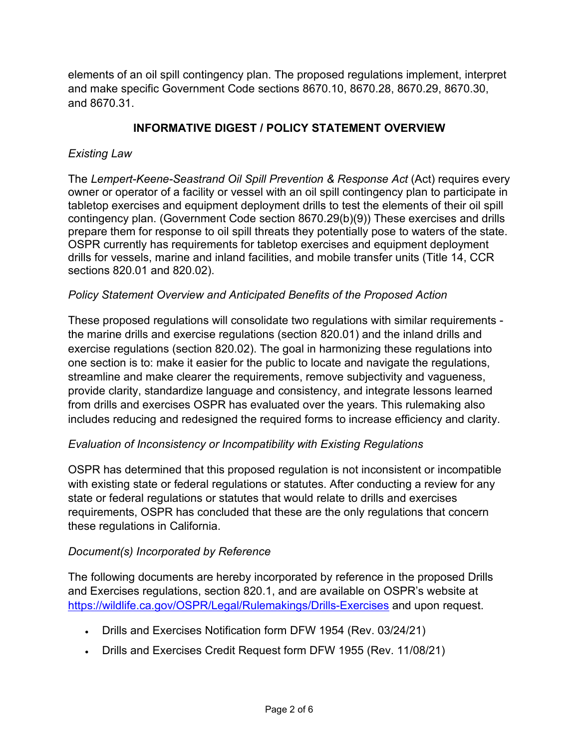elements of an oil spill contingency plan. The proposed regulations implement, interpret and make specific Government Code sections 8670.10, 8670.28, 8670.29, 8670.30, and 8670.31.

## INFORMATIVE DIGEST / POLICY STATEMENT OVERVIEW

*Existing Law*

The *Lempert-Keene-Seastrand Oil Spill Prevention & Response Act* (Act) requires every owner or operator of a facility or vessel with an oil spill contingency plan to participate in tabletop exercises and equipment deployment drills to test the elements of their oil spill contingency plan. (Government Code section 8670.29(b)(9)) These exercises and drills prepare them for response to oil spill threats they potentially pose to waters of the state. OSPR currently has requirements for tabletop exercises and equipment deployment drills for vessels, marine and inland facilities, and mobile transfer units (Title 14, CCR sections 820.01 and 820.02).

*Policy Statement Overview and Anticipated Benefits of the Proposed Action*

These proposed regulations will consolidate two regulations with similar requirements - the marine drills and exercise regulations (section 820.01) and the inland drills and exercise regulations (section 820.02). The goal in harmonizing these regulations into one section is to: make it easier for the public to locate and navigate the regulations, streamline and make clearer the requirements, remove subjectivity and vagueness, provide clarity, standardize language and consistency, and integrate lessons learned from drills and exercises OSPR has evaluated over the years. This rulemaking also includes reducing and redesigned the required forms to increase efficiency and clarity.

*Evaluation of Inconsistency or Incompatibility with Existing Regulations*

OSPR has determined that this proposed regulation is not inconsistent or incompatible with existing state or federal regulations or statutes. After conducting a review for any state or federal regulations or statutes that would relate to drills and exercises requirements, OSPR has concluded that these are the only regulations that concern these regulations in California.

*Document(s) Incorporated by Reference*

The following documents are hereby incorporated by reference in the proposed Drills and Exercises regulations, section 820.1, and are available on OSPR's website at https://wildlife.ca.gov/OSPR/Legal/Rulemakings/Drills-Exercises and upon request.

- Drills and Exercises Notification form DFW 1954 (Rev. 03/24/21)
- Drills and Exercises Credit Request form DFW 1955 (Rev. 11/08/21)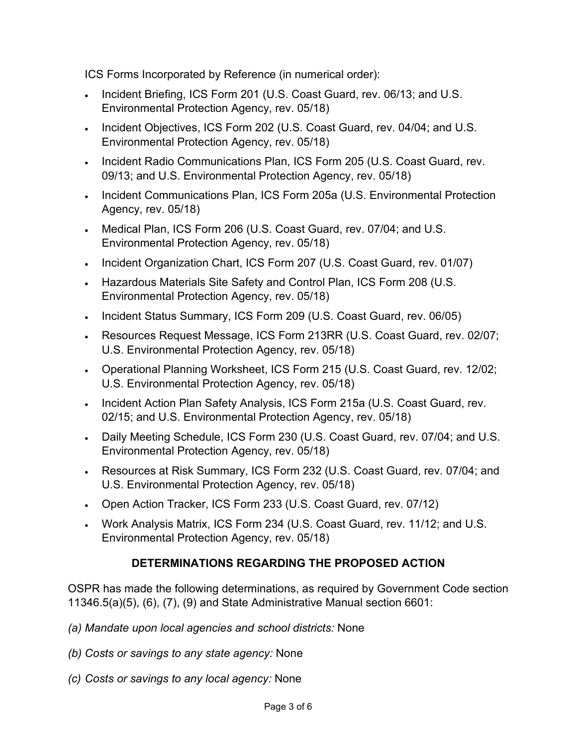ICS Forms Incorporated by Reference (in numerical order):

- Incident Briefing, ICS Form 201 (U.S. Coast Guard, rev. 06/13; and U.S. Environmental Protection Agency, rev. 05/18)
- Incident Objectives, ICS Form 202 (U.S. Coast Guard, rev. 04/04; and U.S. Environmental Protection Agency, rev. 05/18)
- Incident Radio Communications Plan, ICS Form 205 (U.S. Coast Guard, rev. 09/13; and U.S. Environmental Protection Agency, rev. 05/18)
- Incident Communications Plan, ICS Form 205a (U.S. Environmental Protection Agency, rev. 05/18)
- Medical Plan, ICS Form 206 (U.S. Coast Guard, rev. 07/04; and U.S. Environmental Protection Agency, rev. 05/18)
- Incident Organization Chart, ICS Form 207 (U.S. Coast Guard, rev. 01/07)
- Hazardous Materials Site Safety and Control Plan, ICS Form 208 (U.S. Environmental Protection Agency, rev. 05/18)
- Incident Status Summary, ICS Form 209 (U.S. Coast Guard, rev. 06/05)
- Resources Request Message, ICS Form 213RR (U.S. Coast Guard, rev. 02/07; U.S. Environmental Protection Agency, rev. 05/18)
- Operational Planning Worksheet, ICS Form 215 (U.S. Coast Guard, rev. 12/02; U.S. Environmental Protection Agency, rev. 05/18)
- Incident Action Plan Safety Analysis, ICS Form 215a (U.S. Coast Guard, rev. 02/15; and U.S. Environmental Protection Agency, rev. 05/18)
- Daily Meeting Schedule, ICS Form 230 (U.S. Coast Guard, rev. 07/04; and U.S. Environmental Protection Agency, rev. 05/18)
- Resources at Risk Summary, ICS Form 232 (U.S. Coast Guard, rev. 07/04; and U.S. Environmental Protection Agency, rev. 05/18)
- Open Action Tracker, ICS Form 233 (U.S. Coast Guard, rev. 07/12)
- Work Analysis Matrix, ICS Form 234 (U.S. Coast Guard, rev. 11/12; and U.S. Environmental Protection Agency, rev. 05/18)

## DETERMINATIONS REGARDING THE PROPOSED ACTION

OSPR has made the following determinations, as required by Government Code section 11346.5(a)(5), (6), (7), (9) and State Administrative Manual section 6601:

*(a) Mandate upon local agencies and school districts:* None

*(b) Costs or savings to any state agency:* None

*(c) Costs or savings to any local agency:* None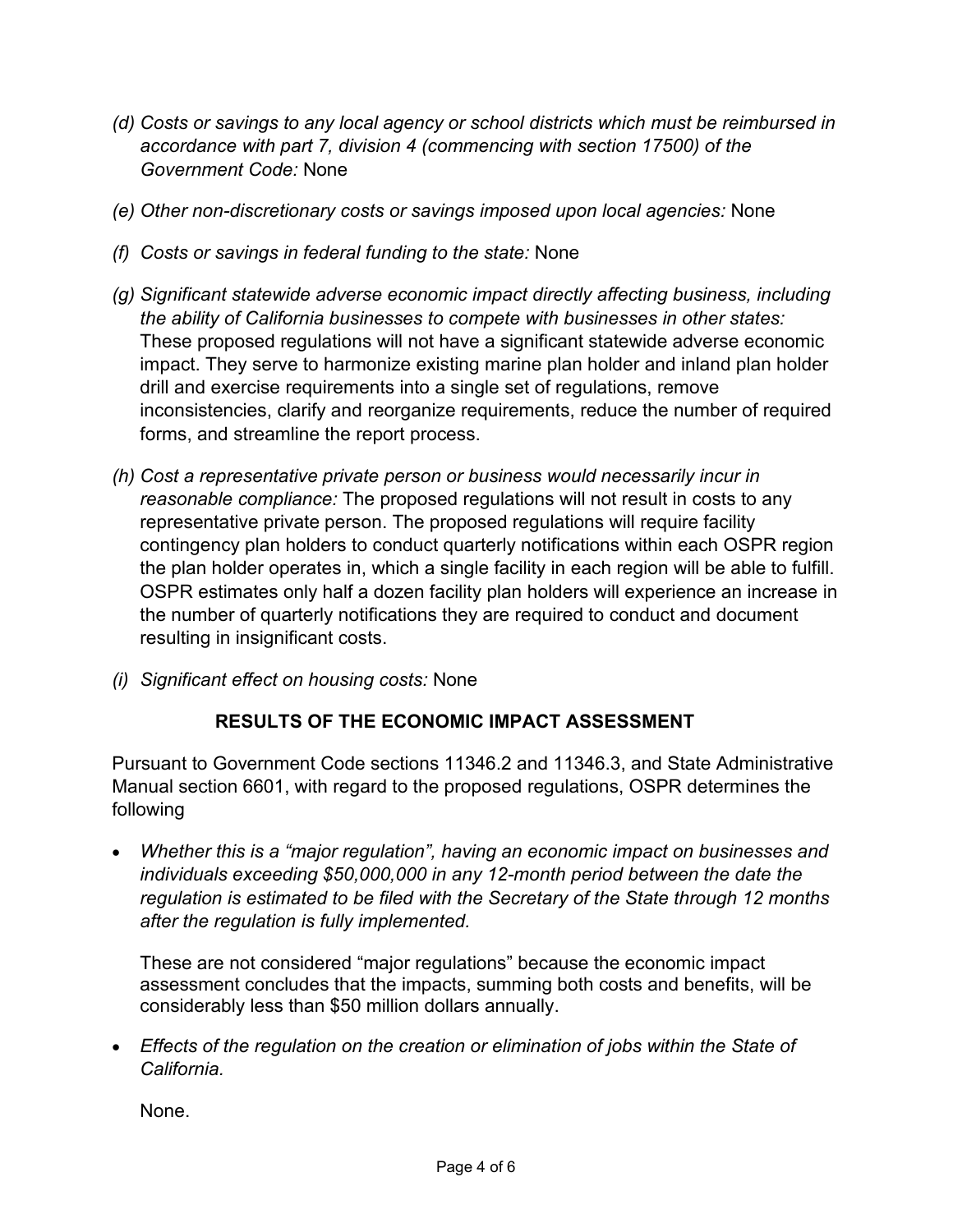*(d) Costs or savings to any local agency or school districts which must be reimbursed in accordance with part 7, division 4 (commencing with section 17500) of the Government Code:* None

*(e) Other non-discretionary costs or savings imposed upon local agencies:* None

*(f) Costs or savings in federal funding to the state:* None

*(g) Significant statewide adverse economic impact directly affecting business, including the ability of California businesses to compete with businesses in other states:* These proposed regulations will not have a significant statewide adverse economic impact. They serve to harmonize existing marine plan holder and inland plan holder drill and exercise requirements into a single set of regulations, remove inconsistencies, clarify and reorganize requirements, reduce the number of required forms, and streamline the report process.

*(h) Cost a representative private person or business would necessarily incur in reasonable compliance:* The proposed regulations will not result in costs to any representative private person. The proposed regulations will require facility contingency plan holders to conduct quarterly notifications within each OSPR region the plan holder operates in, which a single facility in each region will be able to fulfill. OSPR estimates only half a dozen facility plan holders will experience an increase in the number of quarterly notifications they are required to conduct and document resulting in insignificant costs.

*(i) Significant effect on housing costs:* None

## RESULTS OF THE ECONOMIC IMPACT ASSESSMENT

Pursuant to Government Code sections 11346.2 and 11346.3, and State Administrative Manual section 6601, with regard to the proposed regulations, OSPR determines the following

- *Whether this is a "major regulation", having an economic impact on businesses and individuals exceeding $50,000,000 in any 12-month period between the date the regulation is estimated to be filed with the Secretary of the State through 12 months after the regulation is fully implemented.*

  These are not considered "major regulations" because the economic impact assessment concludes that the impacts, summing both costs and benefits, will be considerably less than $50 million dollars annually.

- *Effects of the regulation on the creation or elimination of jobs within the State of California.*

  None.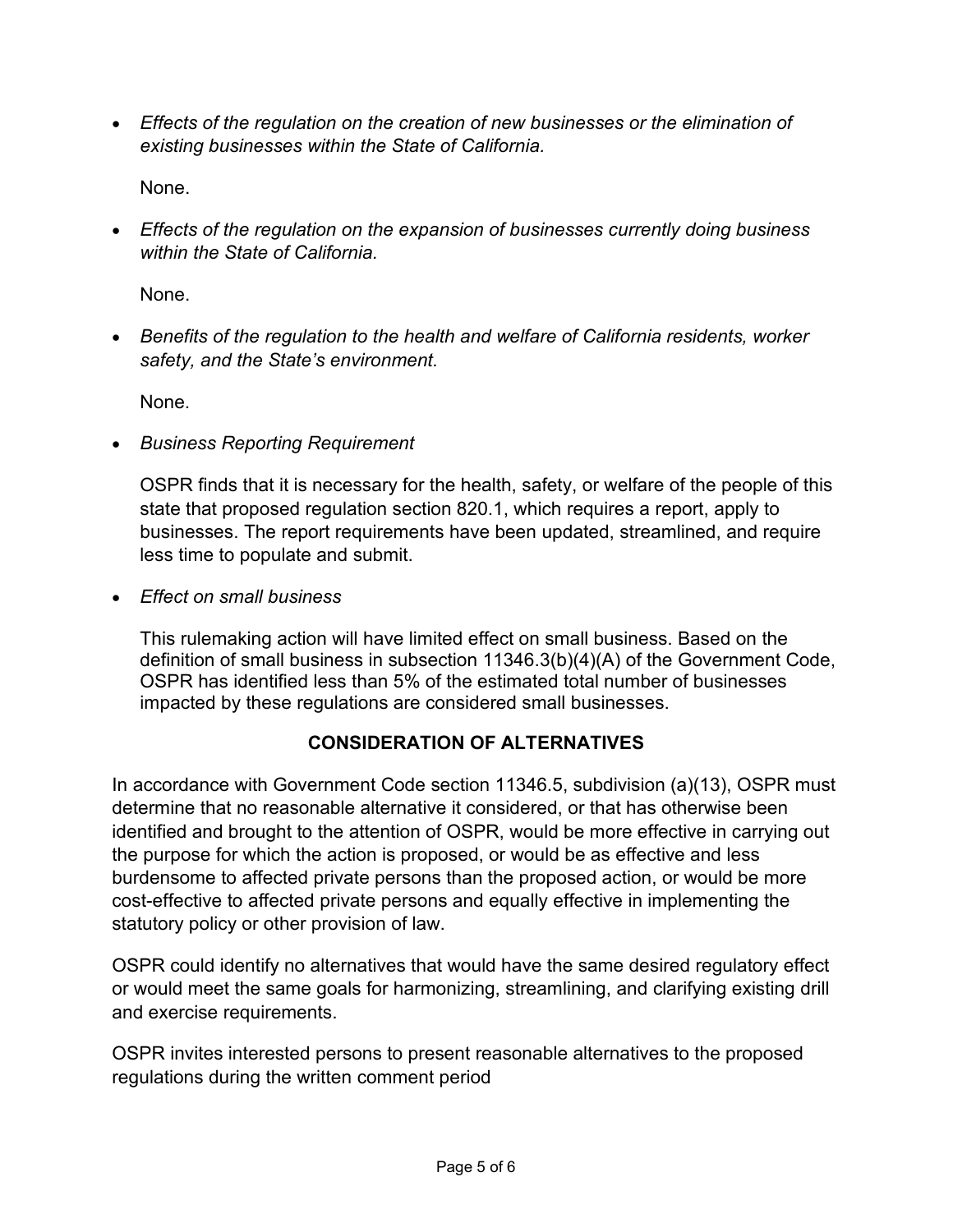- *Effects of the regulation on the creation of new businesses or the elimination of existing businesses within the State of California.*

  None.

- *Effects of the regulation on the expansion of businesses currently doing business within the State of California.*

  None.

- *Benefits of the regulation to the health and welfare of California residents, worker safety, and the State's environment.*

  None.

- *Business Reporting Requirement*

  OSPR finds that it is necessary for the health, safety, or welfare of the people of this state that proposed regulation section 820.1, which requires a report, apply to businesses. The report requirements have been updated, streamlined, and require less time to populate and submit.

- *Effect on small business*

  This rulemaking action will have limited effect on small business. Based on the definition of small business in subsection 11346.3(b)(4)(A) of the Government Code, OSPR has identified less than 5% of the estimated total number of businesses impacted by these regulations are considered small businesses.

## CONSIDERATION OF ALTERNATIVES

In accordance with Government Code section 11346.5, subdivision (a)(13), OSPR must determine that no reasonable alternative it considered, or that has otherwise been identified and brought to the attention of OSPR, would be more effective in carrying out the purpose for which the action is proposed, or would be as effective and less burdensome to affected private persons than the proposed action, or would be more cost-effective to affected private persons and equally effective in implementing the statutory policy or other provision of law.

OSPR could identify no alternatives that would have the same desired regulatory effect or would meet the same goals for harmonizing, streamlining, and clarifying existing drill and exercise requirements.

OSPR invites interested persons to present reasonable alternatives to the proposed regulations during the written comment period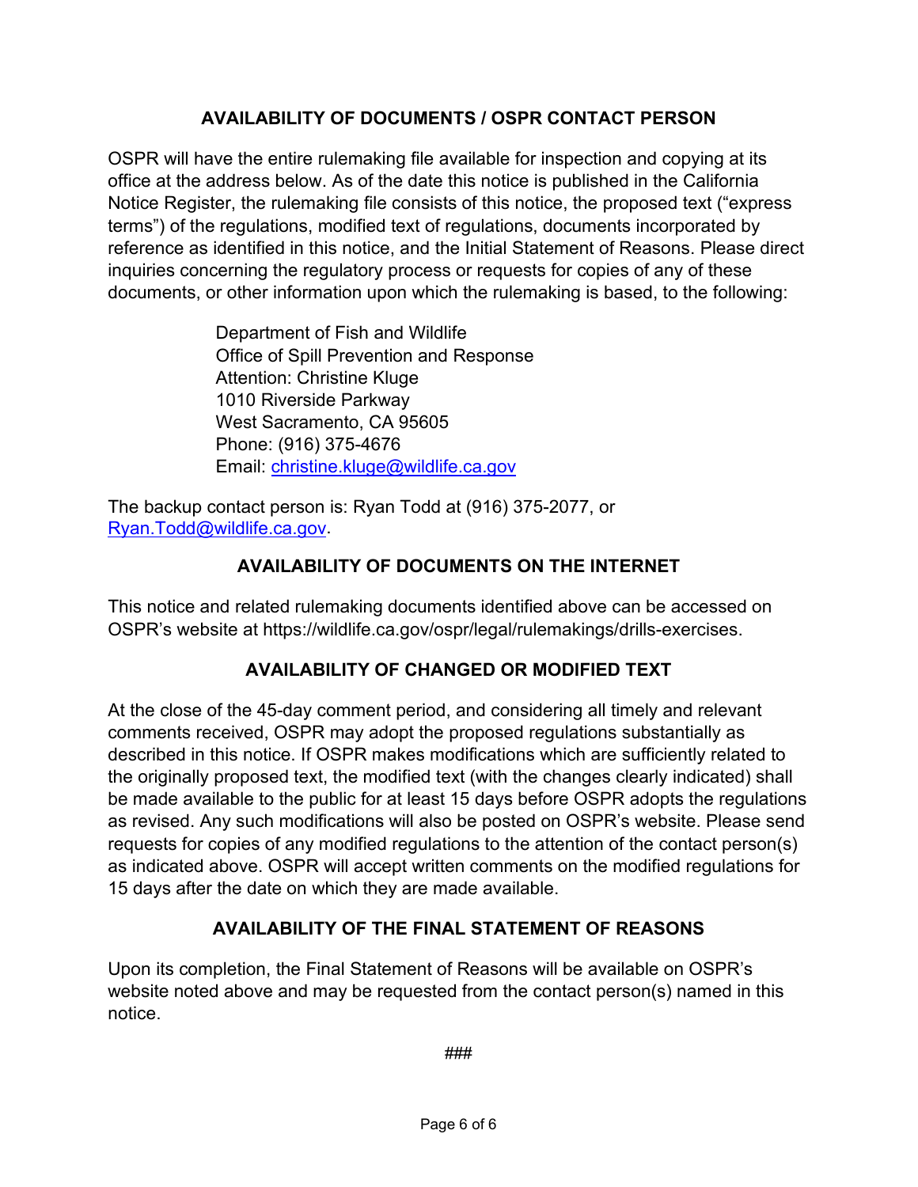## AVAILABILITY OF DOCUMENTS / OSPR CONTACT PERSON

OSPR will have the entire rulemaking file available for inspection and copying at its office at the address below. As of the date this notice is published in the California Notice Register, the rulemaking file consists of this notice, the proposed text ("express terms") of the regulations, modified text of regulations, documents incorporated by reference as identified in this notice, and the Initial Statement of Reasons. Please direct inquiries concerning the regulatory process or requests for copies of any of these documents, or other information upon which the rulemaking is based, to the following:

Department of Fish and Wildlife
Office of Spill Prevention and Response
Attention: Christine Kluge
1010 Riverside Parkway
West Sacramento, CA 95605
Phone: (916) 375-4676
Email: christine.kluge@wildlife.ca.gov

The backup contact person is: Ryan Todd at (916) 375-2077, or Ryan.Todd@wildlife.ca.gov.

## AVAILABILITY OF DOCUMENTS ON THE INTERNET

This notice and related rulemaking documents identified above can be accessed on OSPR's website at https://wildlife.ca.gov/ospr/legal/rulemakings/drills-exercises.

## AVAILABILITY OF CHANGED OR MODIFIED TEXT

At the close of the 45-day comment period, and considering all timely and relevant comments received, OSPR may adopt the proposed regulations substantially as described in this notice. If OSPR makes modifications which are sufficiently related to the originally proposed text, the modified text (with the changes clearly indicated) shall be made available to the public for at least 15 days before OSPR adopts the regulations as revised. Any such modifications will also be posted on OSPR's website. Please send requests for copies of any modified regulations to the attention of the contact person(s) as indicated above. OSPR will accept written comments on the modified regulations for 15 days after the date on which they are made available.

## AVAILABILITY OF THE FINAL STATEMENT OF REASONS

Upon its completion, the Final Statement of Reasons will be available on OSPR's website noted above and may be requested from the contact person(s) named in this notice.

###